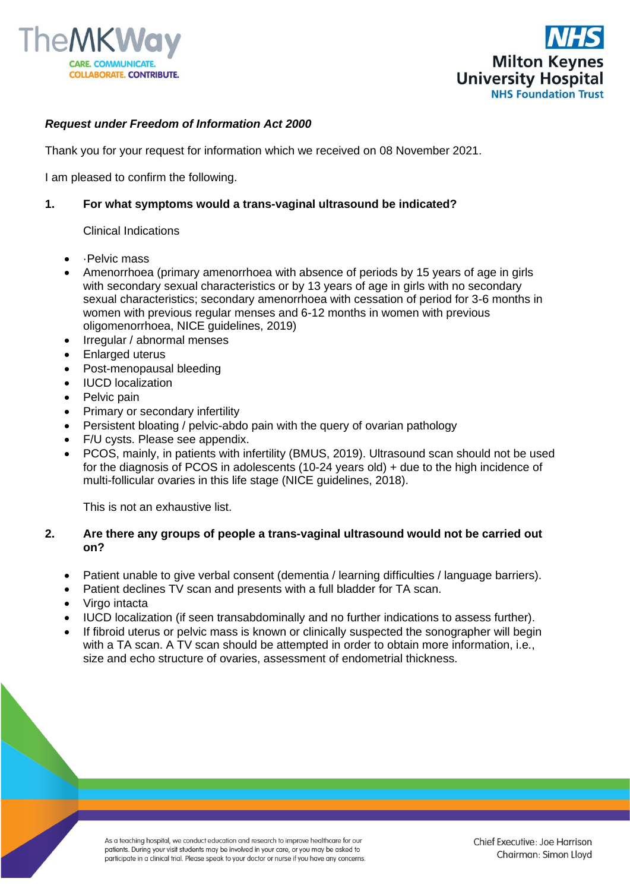*Request under Freedom of Information Act 2000*

Thank you for your request for information which we received on 08 November 2021.

I am pleased to confirm the following.

**1. For what symptoms would a trans-vaginal ultrasound be indicated?**

Clinical Indications

- ·Pelvic mass
- Amenorrhoea (primary amenorrhoea with absence of periods by 15 years of age in girls with secondary sexual characteristics or by 13 years of age in girls with no secondary sexual characteristics; secondary amenorrhoea with cessation of period for 3-6 months in women with previous regular menses and 6-12 months in women with previous oligomenorrhoea, NICE guidelines, 2019)
- Irregular / abnormal menses
- Enlarged uterus
- Post-menopausal bleeding
- IUCD localization
- Pelvic pain
- Primary or secondary infertility
- Persistent bloating / pelvic-abdo pain with the query of ovarian pathology
- F/U cysts. Please see appendix.
- PCOS, mainly, in patients with infertility (BMUS, 2019). Ultrasound scan should not be used for the diagnosis of PCOS in adolescents (10-24 years old) + due to the high incidence of multi-follicular ovaries in this life stage (NICE guidelines, 2018).

This is not an exhaustive list.

**2. Are there any groups of people a trans-vaginal ultrasound would not be carried out on?**

- Patient unable to give verbal consent (dementia / learning difficulties / language barriers).
- Patient declines TV scan and presents with a full bladder for TA scan.
- Virgo intacta
- IUCD localization (if seen transabdominally and no further indications to assess further).
- If fibroid uterus or pelvic mass is known or clinically suspected the sonographer will begin with a TA scan. A TV scan should be attempted in order to obtain more information, i.e., size and echo structure of ovaries, assessment of endometrial thickness.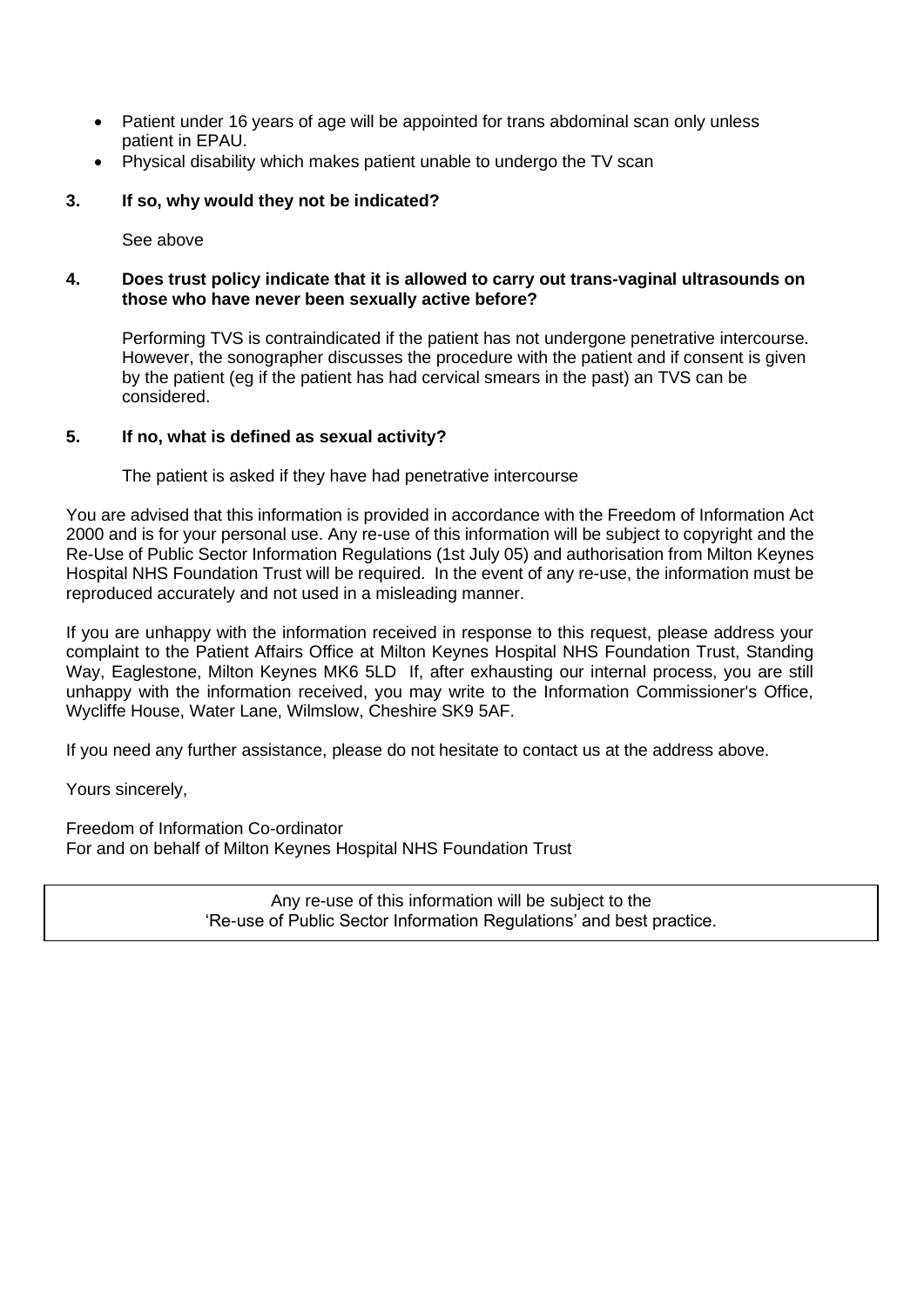- Patient under 16 years of age will be appointed for trans abdominal scan only unless patient in EPAU.
- Physical disability which makes patient unable to undergo the TV scan

**3. If so, why would they not be indicated?**

See above

**4. Does trust policy indicate that it is allowed to carry out trans-vaginal ultrasounds on those who have never been sexually active before?**

Performing TVS is contraindicated if the patient has not undergone penetrative intercourse. However, the sonographer discusses the procedure with the patient and if consent is given by the patient (eg if the patient has had cervical smears in the past) an TVS can be considered.

**5. If no, what is defined as sexual activity?**

The patient is asked if they have had penetrative intercourse

You are advised that this information is provided in accordance with the Freedom of Information Act 2000 and is for your personal use. Any re-use of this information will be subject to copyright and the Re-Use of Public Sector Information Regulations (1st July 05) and authorisation from Milton Keynes Hospital NHS Foundation Trust will be required. In the event of any re-use, the information must be reproduced accurately and not used in a misleading manner.

If you are unhappy with the information received in response to this request, please address your complaint to the Patient Affairs Office at Milton Keynes Hospital NHS Foundation Trust, Standing Way, Eaglestone, Milton Keynes MK6 5LD If, after exhausting our internal process, you are still unhappy with the information received, you may write to the Information Commissioner's Office, Wycliffe House, Water Lane, Wilmslow, Cheshire SK9 5AF.

If you need any further assistance, please do not hesitate to contact us at the address above.

Yours sincerely,

Freedom of Information Co-ordinator
For and on behalf of Milton Keynes Hospital NHS Foundation Trust

Any re-use of this information will be subject to the
'Re-use of Public Sector Information Regulations' and best practice.